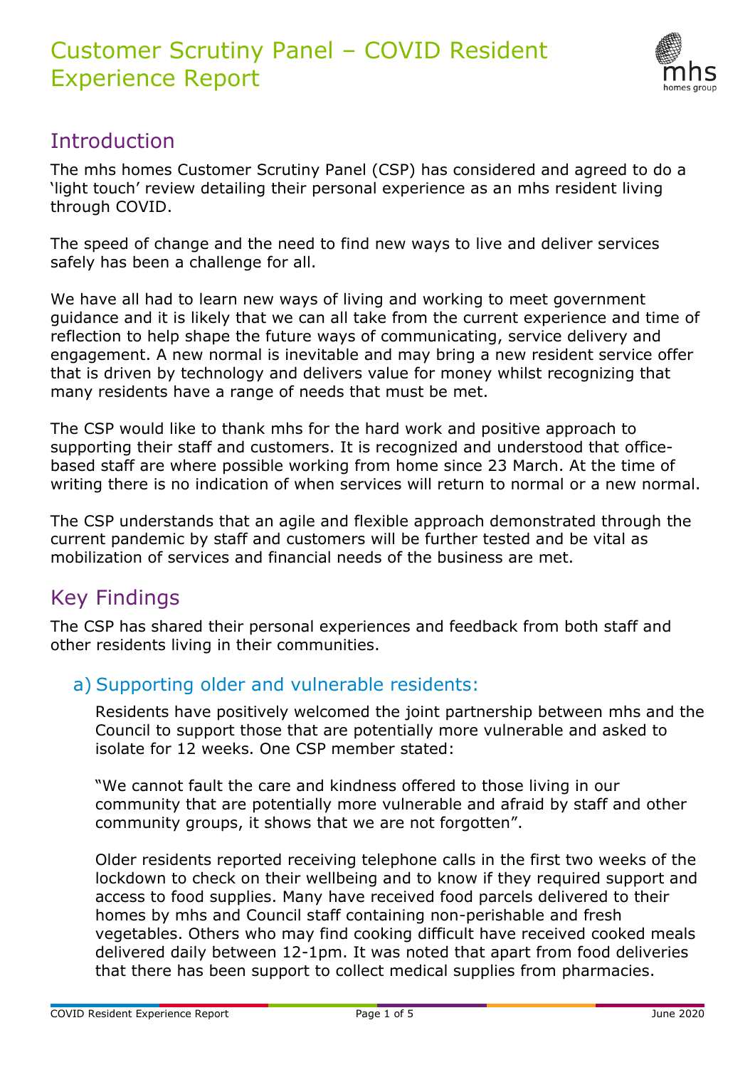# Customer Scrutiny Panel – COVID Resident Experience Report

## Introduction

The mhs homes Customer Scrutiny Panel (CSP) has considered and agreed to do a 'light touch' review detailing their personal experience as an mhs resident living through COVID.

The speed of change and the need to find new ways to live and deliver services safely has been a challenge for all.

We have all had to learn new ways of living and working to meet government guidance and it is likely that we can all take from the current experience and time of reflection to help shape the future ways of communicating, service delivery and engagement. A new normal is inevitable and may bring a new resident service offer that is driven by technology and delivers value for money whilst recognizing that many residents have a range of needs that must be met.

The CSP would like to thank mhs for the hard work and positive approach to supporting their staff and customers. It is recognized and understood that office-based staff are where possible working from home since 23 March. At the time of writing there is no indication of when services will return to normal or a new normal.

The CSP understands that an agile and flexible approach demonstrated through the current pandemic by staff and customers will be further tested and be vital as mobilization of services and financial needs of the business are met.

## Key Findings

The CSP has shared their personal experiences and feedback from both staff and other residents living in their communities.

### a) Supporting older and vulnerable residents:

Residents have positively welcomed the joint partnership between mhs and the Council to support those that are potentially more vulnerable and asked to isolate for 12 weeks. One CSP member stated:

"We cannot fault the care and kindness offered to those living in our community that are potentially more vulnerable and afraid by staff and other community groups, it shows that we are not forgotten".

Older residents reported receiving telephone calls in the first two weeks of the lockdown to check on their wellbeing and to know if they required support and access to food supplies. Many have received food parcels delivered to their homes by mhs and Council staff containing non-perishable and fresh vegetables. Others who may find cooking difficult have received cooked meals delivered daily between 12-1pm. It was noted that apart from food deliveries that there has been support to collect medical supplies from pharmacies.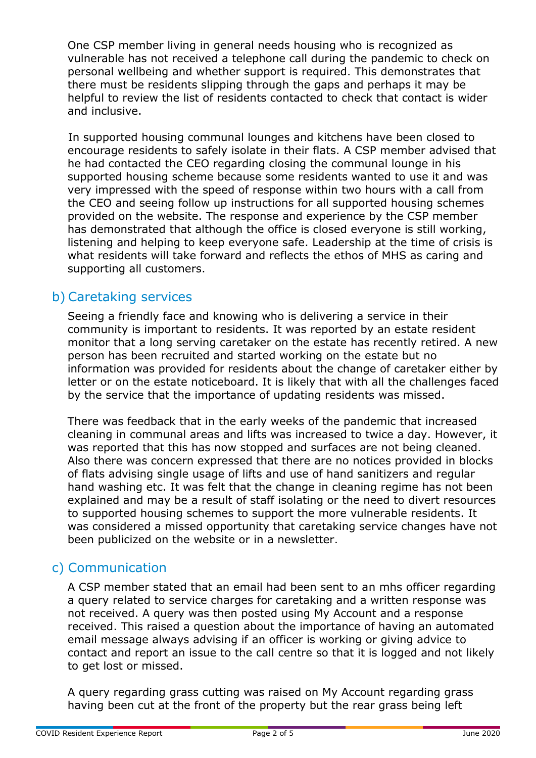One CSP member living in general needs housing who is recognized as vulnerable has not received a telephone call during the pandemic to check on personal wellbeing and whether support is required. This demonstrates that there must be residents slipping through the gaps and perhaps it may be helpful to review the list of residents contacted to check that contact is wider and inclusive.

In supported housing communal lounges and kitchens have been closed to encourage residents to safely isolate in their flats. A CSP member advised that he had contacted the CEO regarding closing the communal lounge in his supported housing scheme because some residents wanted to use it and was very impressed with the speed of response within two hours with a call from the CEO and seeing follow up instructions for all supported housing schemes provided on the website. The response and experience by the CSP member has demonstrated that although the office is closed everyone is still working, listening and helping to keep everyone safe. Leadership at the time of crisis is what residents will take forward and reflects the ethos of MHS as caring and supporting all customers.

## b) Caretaking services

Seeing a friendly face and knowing who is delivering a service in their community is important to residents. It was reported by an estate resident monitor that a long serving caretaker on the estate has recently retired. A new person has been recruited and started working on the estate but no information was provided for residents about the change of caretaker either by letter or on the estate noticeboard. It is likely that with all the challenges faced by the service that the importance of updating residents was missed.

There was feedback that in the early weeks of the pandemic that increased cleaning in communal areas and lifts was increased to twice a day. However, it was reported that this has now stopped and surfaces are not being cleaned. Also there was concern expressed that there are no notices provided in blocks of flats advising single usage of lifts and use of hand sanitizers and regular hand washing etc. It was felt that the change in cleaning regime has not been explained and may be a result of staff isolating or the need to divert resources to supported housing schemes to support the more vulnerable residents. It was considered a missed opportunity that caretaking service changes have not been publicized on the website or in a newsletter.

## c) Communication

A CSP member stated that an email had been sent to an mhs officer regarding a query related to service charges for caretaking and a written response was not received. A query was then posted using My Account and a response received. This raised a question about the importance of having an automated email message always advising if an officer is working or giving advice to contact and report an issue to the call centre so that it is logged and not likely to get lost or missed.

A query regarding grass cutting was raised on My Account regarding grass having been cut at the front of the property but the rear grass being left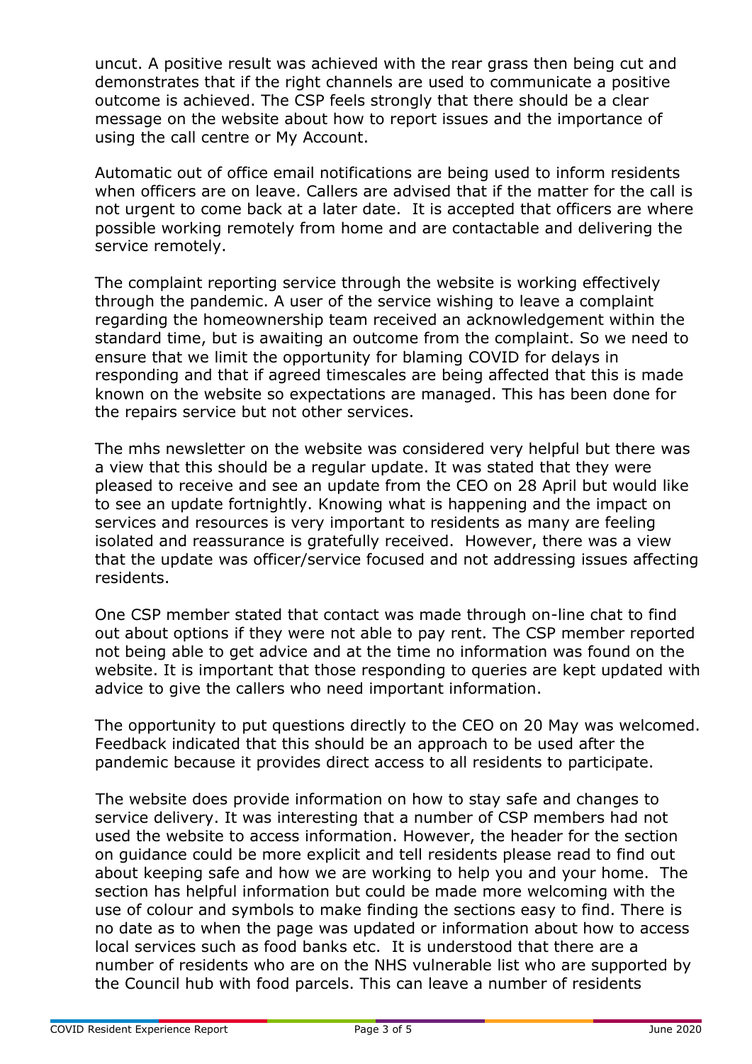uncut. A positive result was achieved with the rear grass then being cut and demonstrates that if the right channels are used to communicate a positive outcome is achieved. The CSP feels strongly that there should be a clear message on the website about how to report issues and the importance of using the call centre or My Account.

Automatic out of office email notifications are being used to inform residents when officers are on leave. Callers are advised that if the matter for the call is not urgent to come back at a later date. It is accepted that officers are where possible working remotely from home and are contactable and delivering the service remotely.

The complaint reporting service through the website is working effectively through the pandemic. A user of the service wishing to leave a complaint regarding the homeownership team received an acknowledgement within the standard time, but is awaiting an outcome from the complaint. So we need to ensure that we limit the opportunity for blaming COVID for delays in responding and that if agreed timescales are being affected that this is made known on the website so expectations are managed. This has been done for the repairs service but not other services.

The mhs newsletter on the website was considered very helpful but there was a view that this should be a regular update. It was stated that they were pleased to receive and see an update from the CEO on 28 April but would like to see an update fortnightly. Knowing what is happening and the impact on services and resources is very important to residents as many are feeling isolated and reassurance is gratefully received. However, there was a view that the update was officer/service focused and not addressing issues affecting residents.

One CSP member stated that contact was made through on-line chat to find out about options if they were not able to pay rent. The CSP member reported not being able to get advice and at the time no information was found on the website. It is important that those responding to queries are kept updated with advice to give the callers who need important information.

The opportunity to put questions directly to the CEO on 20 May was welcomed. Feedback indicated that this should be an approach to be used after the pandemic because it provides direct access to all residents to participate.

The website does provide information on how to stay safe and changes to service delivery. It was interesting that a number of CSP members had not used the website to access information. However, the header for the section on guidance could be more explicit and tell residents please read to find out about keeping safe and how we are working to help you and your home. The section has helpful information but could be made more welcoming with the use of colour and symbols to make finding the sections easy to find. There is no date as to when the page was updated or information about how to access local services such as food banks etc. It is understood that there are a number of residents who are on the NHS vulnerable list who are supported by the Council hub with food parcels. This can leave a number of residents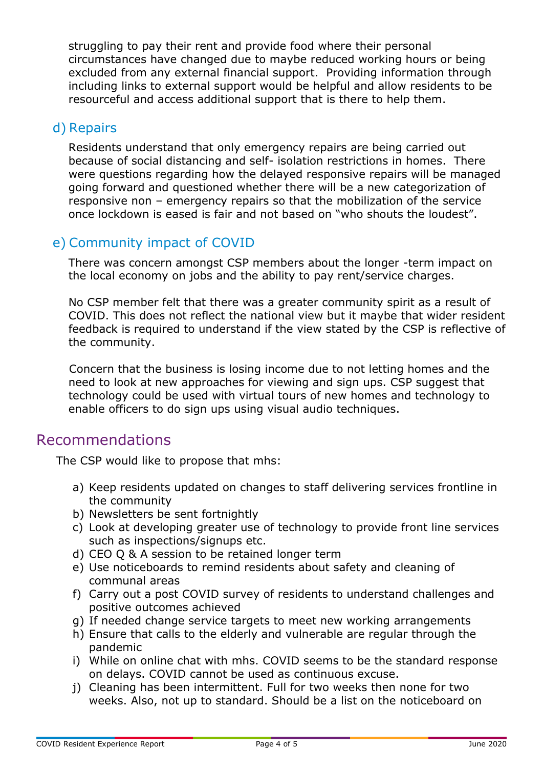struggling to pay their rent and provide food where their personal circumstances have changed due to maybe reduced working hours or being excluded from any external financial support. Providing information through including links to external support would be helpful and allow residents to be resourceful and access additional support that is there to help them.

### d) Repairs

Residents understand that only emergency repairs are being carried out because of social distancing and self- isolation restrictions in homes. There were questions regarding how the delayed responsive repairs will be managed going forward and questioned whether there will be a new categorization of responsive non – emergency repairs so that the mobilization of the service once lockdown is eased is fair and not based on "who shouts the loudest".

### e) Community impact of COVID

There was concern amongst CSP members about the longer -term impact on the local economy on jobs and the ability to pay rent/service charges.

No CSP member felt that there was a greater community spirit as a result of COVID. This does not reflect the national view but it maybe that wider resident feedback is required to understand if the view stated by the CSP is reflective of the community.

Concern that the business is losing income due to not letting homes and the need to look at new approaches for viewing and sign ups. CSP suggest that technology could be used with virtual tours of new homes and technology to enable officers to do sign ups using visual audio techniques.

## Recommendations

The CSP would like to propose that mhs:

a) Keep residents updated on changes to staff delivering services frontline in the community
b) Newsletters be sent fortnightly
c) Look at developing greater use of technology to provide front line services such as inspections/signups etc.
d) CEO Q & A session to be retained longer term
e) Use noticeboards to remind residents about safety and cleaning of communal areas
f) Carry out a post COVID survey of residents to understand challenges and positive outcomes achieved
g) If needed change service targets to meet new working arrangements
h) Ensure that calls to the elderly and vulnerable are regular through the pandemic
i) While on online chat with mhs. COVID seems to be the standard response on delays. COVID cannot be used as continuous excuse.
j) Cleaning has been intermittent. Full for two weeks then none for two weeks. Also, not up to standard. Should be a list on the noticeboard on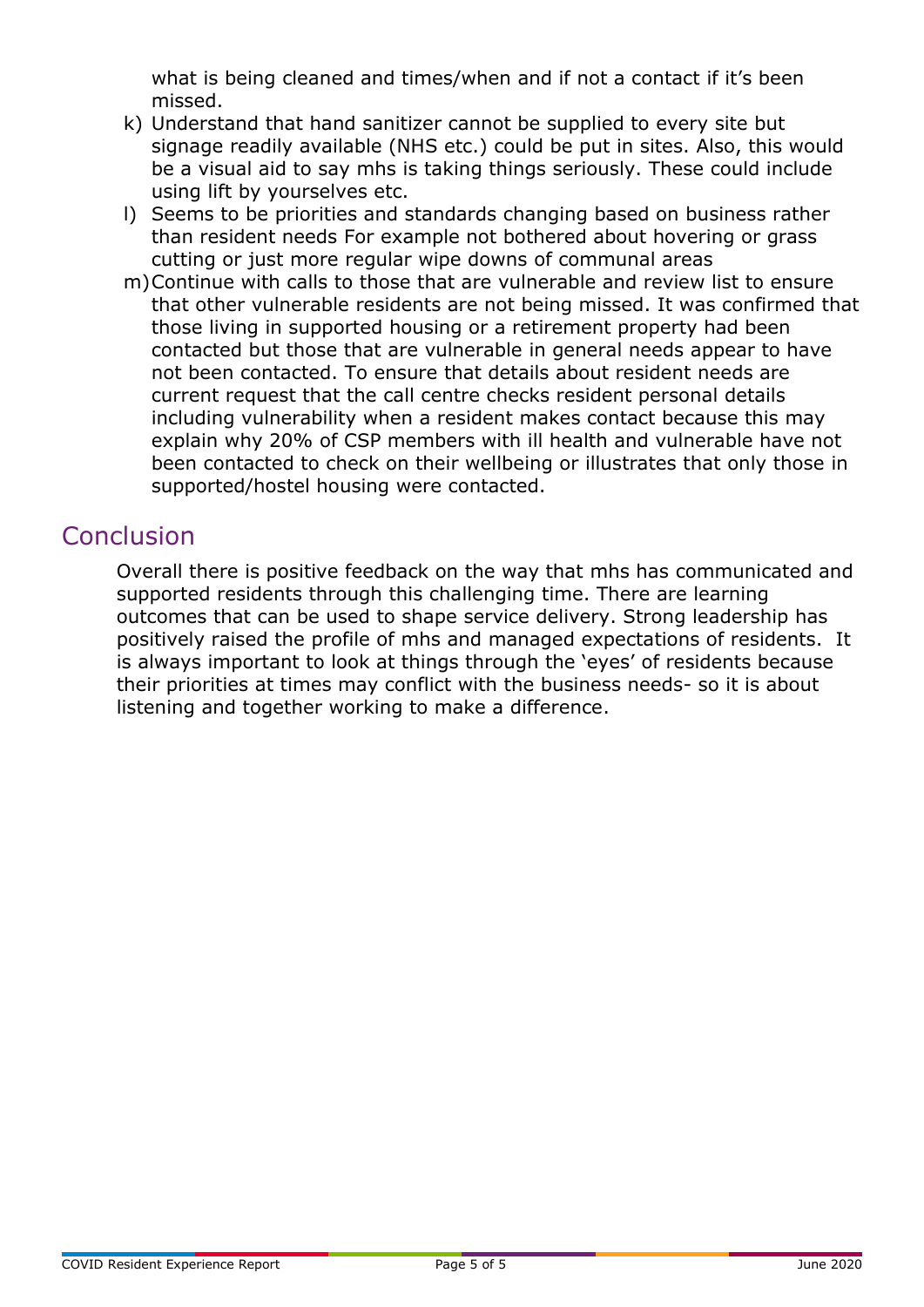what is being cleaned and times/when and if not a contact if it's been missed.

k) Understand that hand sanitizer cannot be supplied to every site but signage readily available (NHS etc.) could be put in sites. Also, this would be a visual aid to say mhs is taking things seriously. These could include using lift by yourselves etc.
l) Seems to be priorities and standards changing based on business rather than resident needs For example not bothered about hovering or grass cutting or just more regular wipe downs of communal areas
m) Continue with calls to those that are vulnerable and review list to ensure that other vulnerable residents are not being missed. It was confirmed that those living in supported housing or a retirement property had been contacted but those that are vulnerable in general needs appear to have not been contacted. To ensure that details about resident needs are current request that the call centre checks resident personal details including vulnerability when a resident makes contact because this may explain why 20% of CSP members with ill health and vulnerable have not been contacted to check on their wellbeing or illustrates that only those in supported/hostel housing were contacted.

## Conclusion

Overall there is positive feedback on the way that mhs has communicated and supported residents through this challenging time. There are learning outcomes that can be used to shape service delivery. Strong leadership has positively raised the profile of mhs and managed expectations of residents. It is always important to look at things through the 'eyes' of residents because their priorities at times may conflict with the business needs- so it is about listening and together working to make a difference.